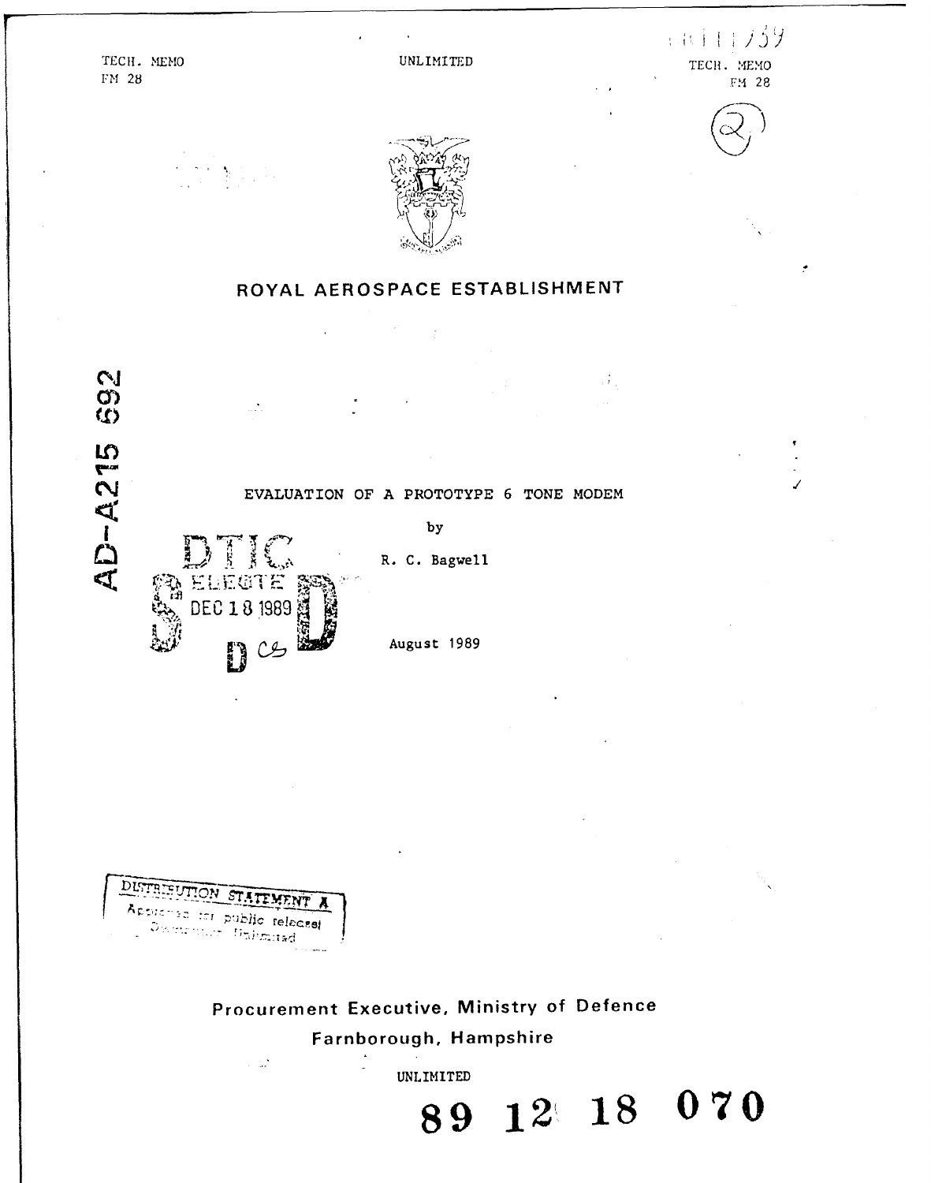TECH. MEMO
FM 28

UNLIMITED

TECH. MEMO
FM 28

# ROYAL AEROSPACE ESTABLISHMENT

AD-A215 692

## EVALUATION OF A PROTOTYPE 6 TONE MODEM

by

R. C. Bagwell

DTIC ELECTE DEC 18 1989

August 1989

DISTRIBUTION STATEMENT A
Approved for public release;
Distribution Unlimited

**Procurement Executive, Ministry of Defence**
**Farnborough, Hampshire**

UNLIMITED

**89 12 18 070**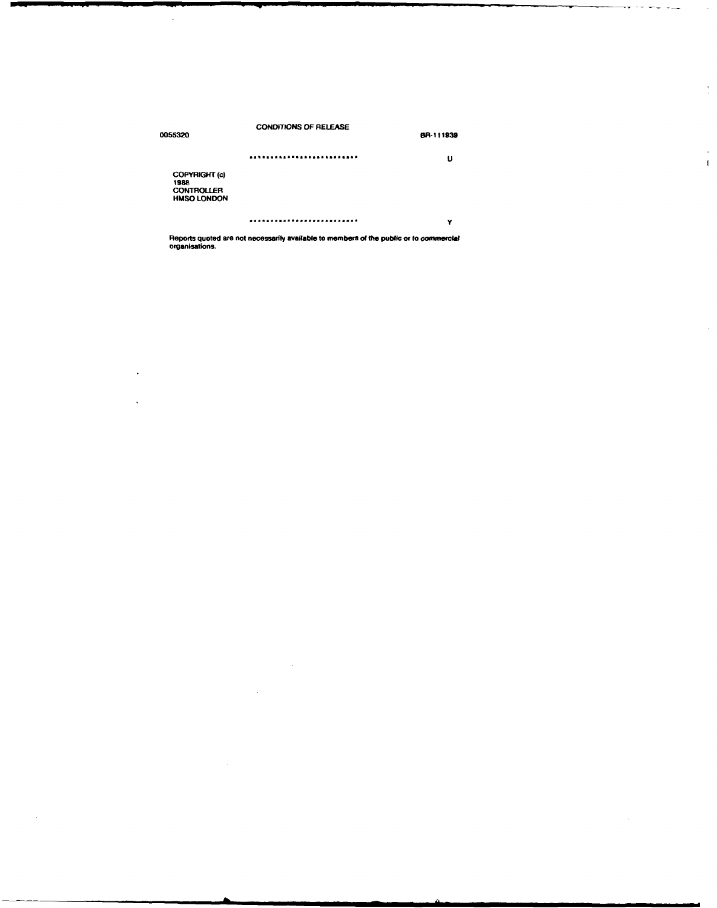0055320 CONDITIONS OF RELEASE BR-111939

........................................ U

COPYRIGHT (c)
1988
CONTROLLER
HMSO LONDON

........................................ Y

Reports quoted are not necessarily available to members of the public or to commercial organisations.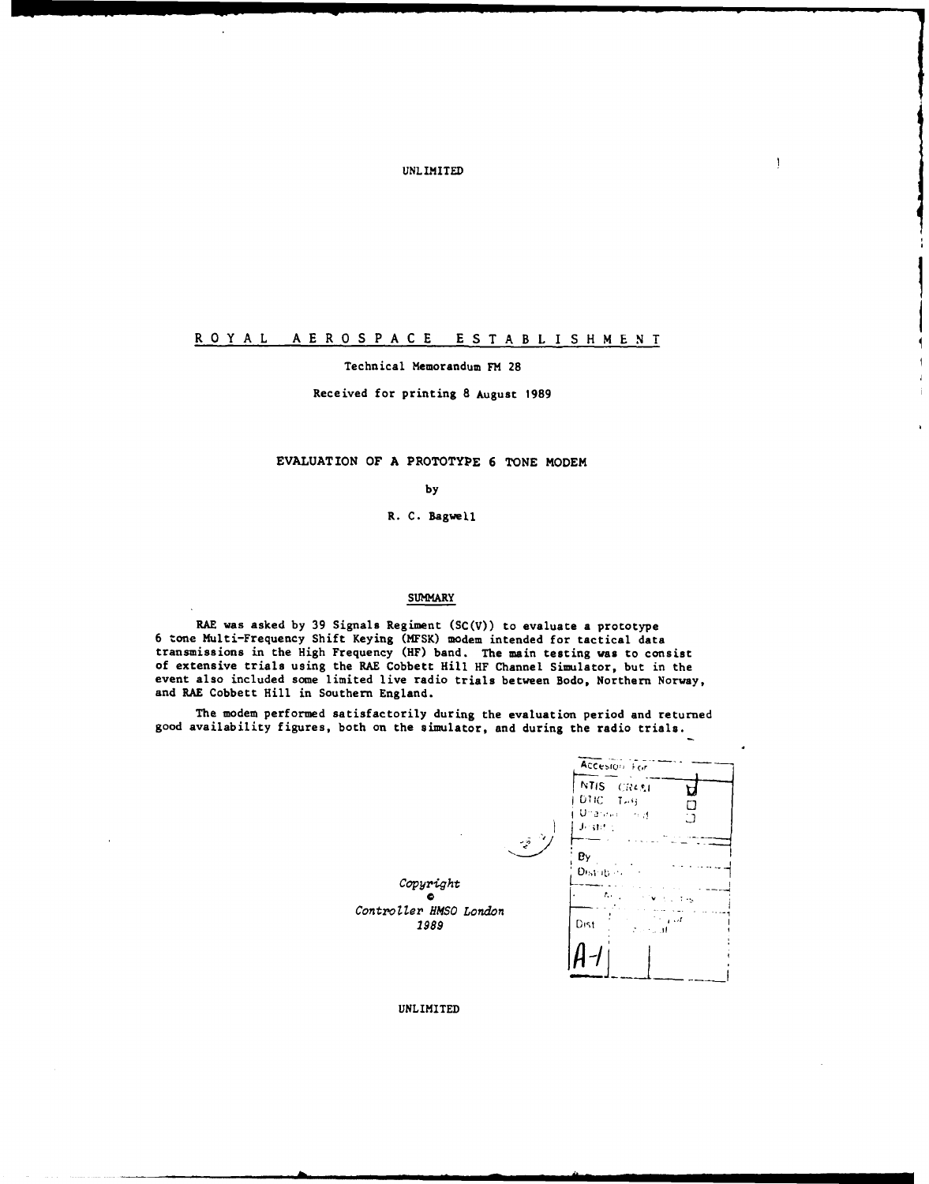UNLIMITED

# ROYAL AEROSPACE ESTABLISHMENT

Technical Memorandum FM 28

Received for printing 8 August 1989

## EVALUATION OF A PROTOTYPE 6 TONE MODEM

by

R. C. Bagwell

### SUMMARY

RAE was asked by 39 Signals Regiment (SC(V)) to evaluate a prototype 6 tone Multi-Frequency Shift Keying (MFSK) modem intended for tactical data transmissions in the High Frequency (HF) band. The main testing was to consist of extensive trials using the RAE Cobbett Hill HF Channel Simulator, but in the event also included some limited live radio trials between Bodo, Northern Norway, and RAE Cobbett Hill in Southern England.

The modem performed satisfactorily during the evaluation period and returned good availability figures, both on the simulator, and during the radio trials.

*Copyright*
*©*
*Controller HMSO London*
*1989*

UNLIMITED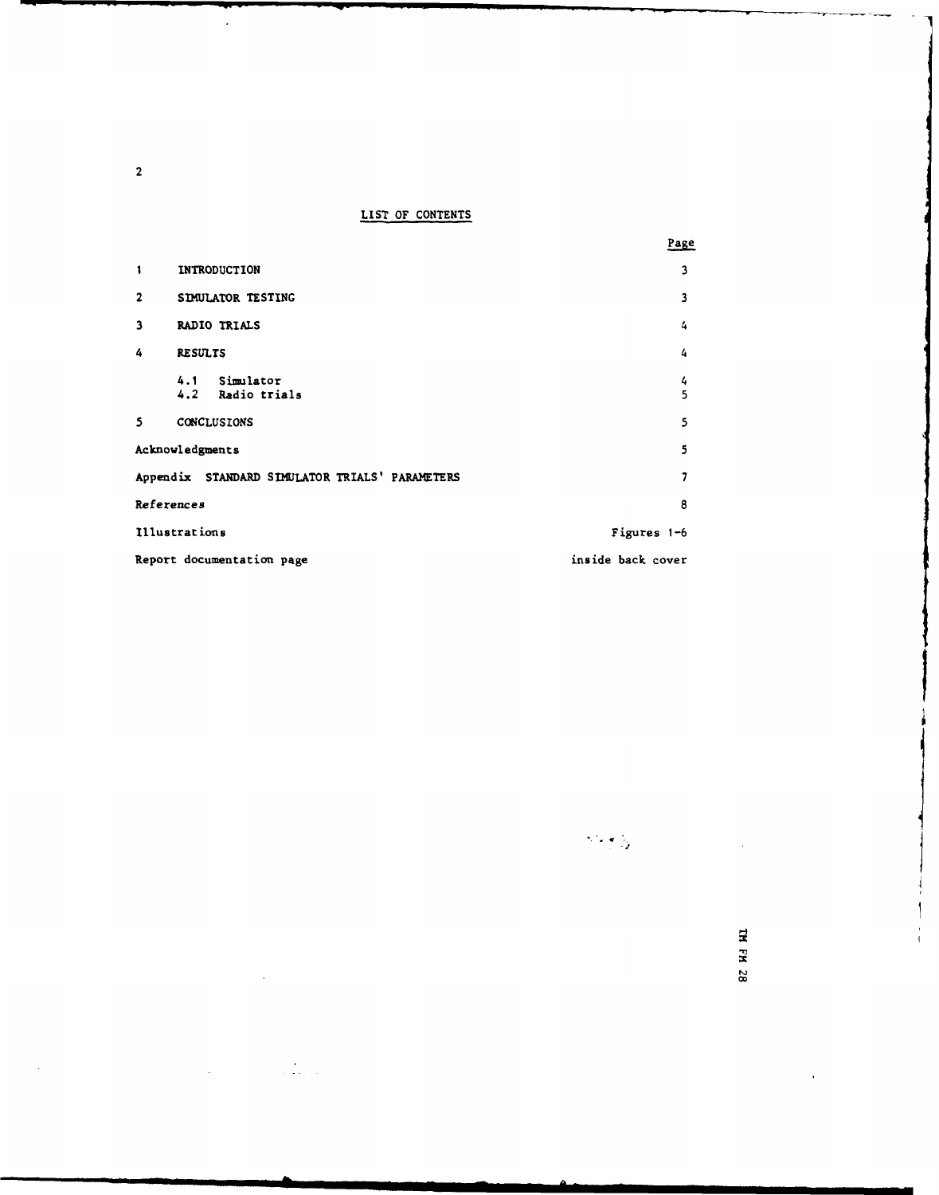## LIST OF CONTENTS

| | | Page |
|---|---|---|
| 1 | INTRODUCTION | 3 |
| 2 | SIMULATOR TESTING | 3 |
| 3 | RADIO TRIALS | 4 |
| 4 | RESULTS | 4 |
| | 4.1 Simulator | 4 |
| | 4.2 Radio trials | 5 |
| 5 | CONCLUSIONS | 5 |
| Acknowledgments | | 5 |
| Appendix STANDARD SIMULATOR TRIALS' PARAMETERS | | 7 |
| References | | 8 |
| Illustrations | | Figures 1-6 |
| Report documentation page | | inside back cover |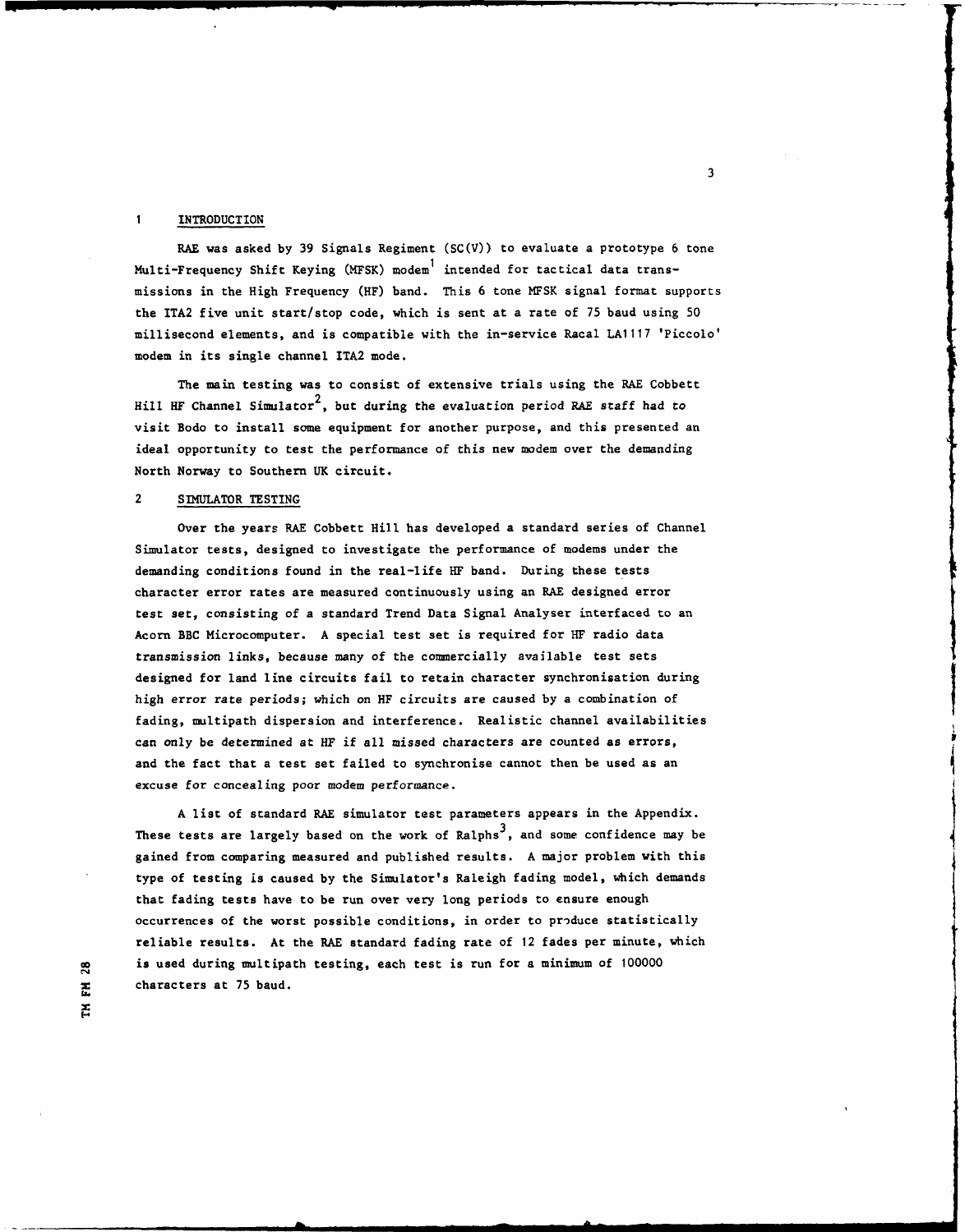## 1 INTRODUCTION

RAE was asked by 39 Signals Regiment (SC(V)) to evaluate a prototype 6 tone Multi-Frequency Shift Keying (MFSK) modem[1] intended for tactical data transmissions in the High Frequency (HF) band. This 6 tone MFSK signal format supports the ITA2 five unit start/stop code, which is sent at a rate of 75 baud using 50 millisecond elements, and is compatible with the in-service Racal LA1117 'Piccolo' modem in its single channel ITA2 mode.

The main testing was to consist of extensive trials using the RAE Cobbett Hill HF Channel Simulator[2], but during the evaluation period RAE staff had to visit Bodo to install some equipment for another purpose, and this presented an ideal opportunity to test the performance of this new modem over the demanding North Norway to Southern UK circuit.

## 2 SIMULATOR TESTING

Over the years RAE Cobbett Hill has developed a standard series of Channel Simulator tests, designed to investigate the performance of modems under the demanding conditions found in the real-life HF band. During these tests character error rates are measured continuously using an RAE designed error test set, consisting of a standard Trend Data Signal Analyser interfaced to an Acorn BBC Microcomputer. A special test set is required for HF radio data transmission links, because many of the commercially available test sets designed for land line circuits fail to retain character synchronisation during high error rate periods; which on HF circuits are caused by a combination of fading, multipath dispersion and interference. Realistic channel availabilities can only be determined at HF if all missed characters are counted as errors, and the fact that a test set failed to synchronise cannot then be used as an excuse for concealing poor modem performance.

A list of standard RAE simulator test parameters appears in the Appendix. These tests are largely based on the work of Ralphs[3], and some confidence may be gained from comparing measured and published results. A major problem with this type of testing is caused by the Simulator's Raleigh fading model, which demands that fading tests have to be run over very long periods to ensure enough occurrences of the worst possible conditions, in order to produce statistically reliable results. At the RAE standard fading rate of 12 fades per minute, which is used during multipath testing, each test is run for a minimum of 100000 characters at 75 baud.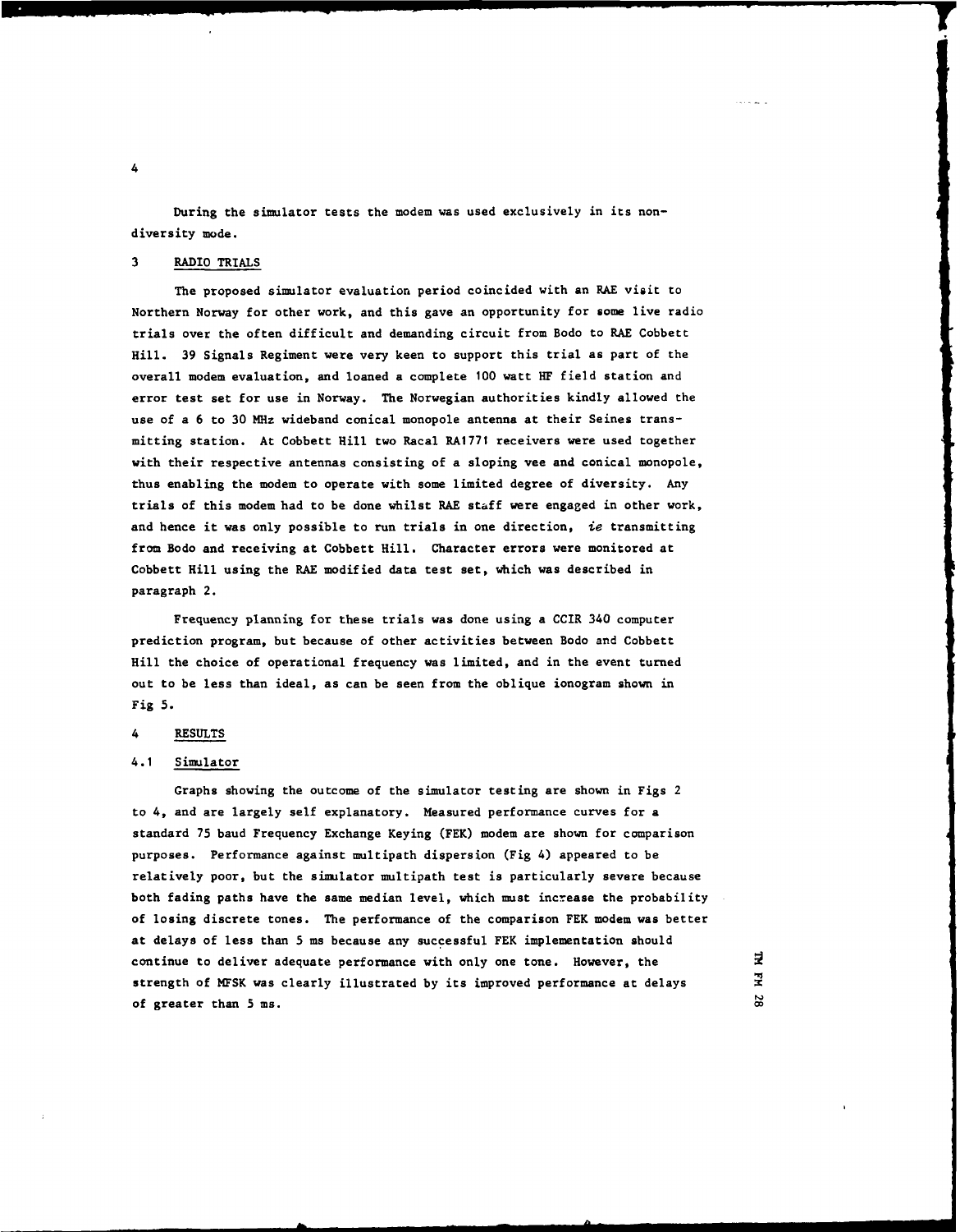During the simulator tests the modem was used exclusively in its non-diversity mode.

## 3 RADIO TRIALS

The proposed simulator evaluation period coincided with an RAE visit to Northern Norway for other work, and this gave an opportunity for some live radio trials over the often difficult and demanding circuit from Bodo to RAE Cobbett Hill. 39 Signals Regiment were very keen to support this trial as part of the overall modem evaluation, and loaned a complete 100 watt HF field station and error test set for use in Norway. The Norwegian authorities kindly allowed the use of a 6 to 30 MHz wideband conical monopole antenna at their Seines transmitting station. At Cobbett Hill two Racal RA1771 receivers were used together with their respective antennas consisting of a sloping vee and conical monopole, thus enabling the modem to operate with some limited degree of diversity. Any trials of this modem had to be done whilst RAE staff were engaged in other work, and hence it was only possible to run trials in one direction, *ie* transmitting from Bodo and receiving at Cobbett Hill. Character errors were monitored at Cobbett Hill using the RAE modified data test set, which was described in paragraph 2.

Frequency planning for these trials was done using a CCIR 340 computer prediction program, but because of other activities between Bodo and Cobbett Hill the choice of operational frequency was limited, and in the event turned out to be less than ideal, as can be seen from the oblique ionogram shown in Fig 5.

## 4 RESULTS

### 4.1 Simulator

Graphs showing the outcome of the simulator testing are shown in Figs 2 to 4, and are largely self explanatory. Measured performance curves for a standard 75 baud Frequency Exchange Keying (FEK) modem are shown for comparison purposes. Performance against multipath dispersion (Fig 4) appeared to be relatively poor, but the simulator multipath test is particularly severe because both fading paths have the same median level, which must increase the probability of losing discrete tones. The performance of the comparison FEK modem was better at delays of less than 5 ms because any successful FEK implementation should continue to deliver adequate performance with only one tone. However, the strength of MFSK was clearly illustrated by its improved performance at delays of greater than 5 ms.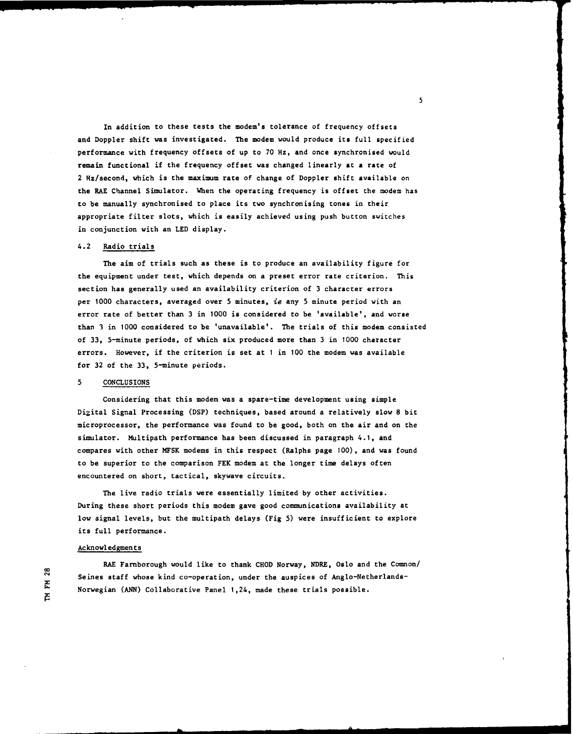In addition to these tests the modem's tolerance of frequency offsets and Doppler shift was investigated. The modem would produce its full specified performance with frequency offsets of up to 70 Hz, and once synchronised would remain functional if the frequency offset was changed linearly at a rate of 2 Hz/second, which is the maximum rate of change of Doppler shift available on the RAE Channel Simulator. When the operating frequency is offset the modem has to be manually synchronised to place its two synchronising tones in their appropriate filter slots, which is easily achieved using push button switches in conjunction with an LED display.

### 4.2 Radio trials

The aim of trials such as these is to produce an availability figure for the equipment under test, which depends on a preset error rate criterion. This section has generally used an availability criterion of 3 character errors per 1000 characters, averaged over 5 minutes, *ie* any 5 minute period with an error rate of better than 3 in 1000 is considered to be 'available', and worse than 3 in 1000 considered to be 'unavailable'. The trials of this modem consisted of 33, 5-minute periods, of which six produced more than 3 in 1000 character errors. However, if the criterion is set at 1 in 100 the modem was available for 32 of the 33, 5-minute periods.

## 5 CONCLUSIONS

Considering that this modem was a spare-time development using simple Digital Signal Processing (DSP) techniques, based around a relatively slow 8 bit microprocessor, the performance was found to be good, both on the air and on the simulator. Multipath performance has been discussed in paragraph 4.1, and compares with other MFSK modems in this respect (Ralphs page 100), and was found to be superior to the comparison FEK modem at the longer time delays often encountered on short, tactical, skywave circuits.

The live radio trials were essentially limited by other activities. During these short periods this modem gave good communications availability at low signal levels, but the multipath delays (Fig 5) were insufficient to explore its full performance.

### Acknowledgments

RAE Farnborough would like to thank CHOD Norway, NDRE, Oslo and the Common/Seines staff whose kind co-operation, under the auspices of Anglo-Netherlands-Norwegian (ANN) Collaborative Panel 1,24, made these trials possible.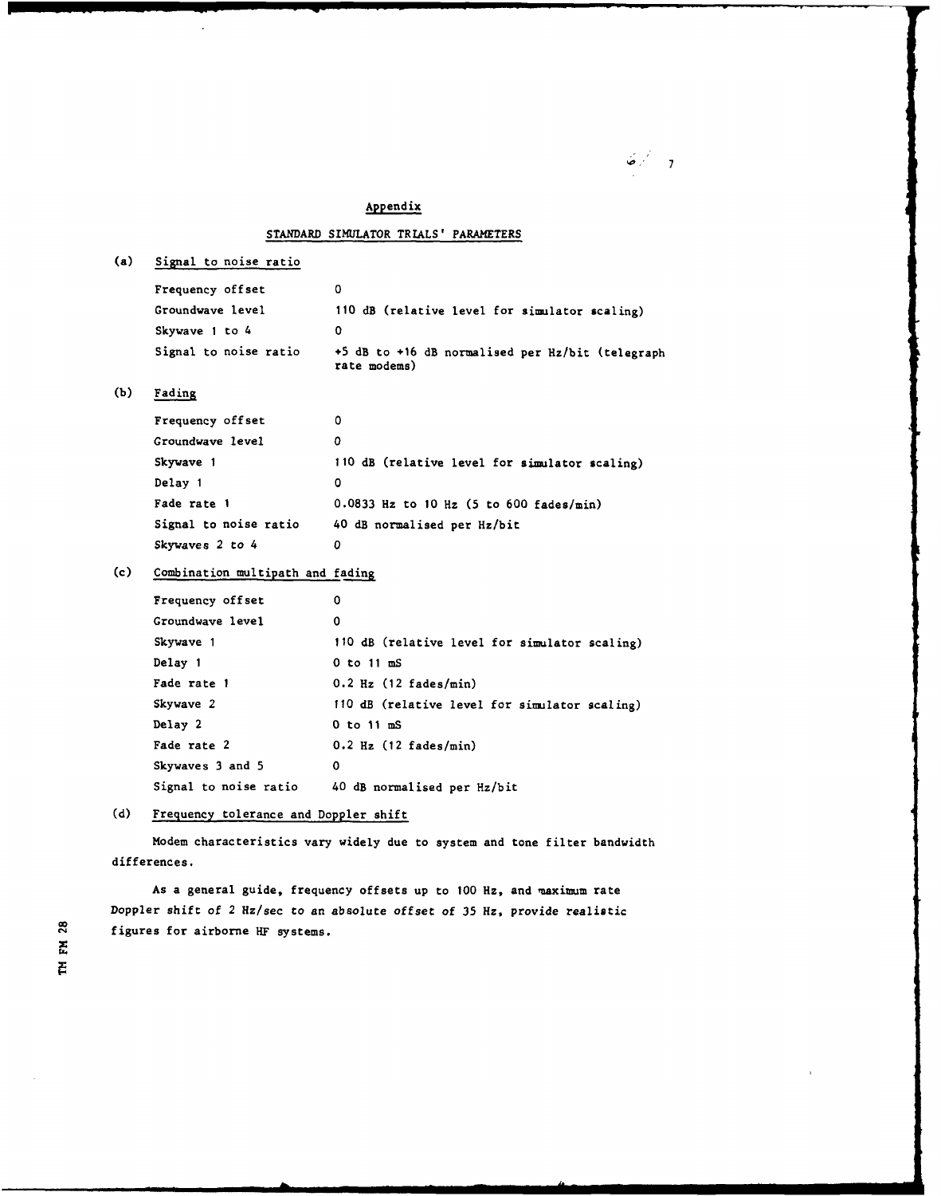## Appendix

### STANDARD SIMULATOR TRIALS' PARAMETERS

(a) Signal to noise ratio

| | |
|---|---|
| Frequency offset | 0 |
| Groundwave level | 110 dB (relative level for simulator scaling) |
| Skywave 1 to 4 | 0 |
| Signal to noise ratio | +5 dB to +16 dB normalised per Hz/bit (telegraph rate modems) |

(b) Fading

| | |
|---|---|
| Frequency offset | 0 |
| Groundwave level | 0 |
| Skywave 1 | 110 dB (relative level for simulator scaling) |
| Delay 1 | 0 |
| Fade rate 1 | 0.0833 Hz to 10 Hz (5 to 600 fades/min) |
| Signal to noise ratio | 40 dB normalised per Hz/bit |
| Skywaves 2 to 4 | 0 |

(c) Combination multipath and fading

| | |
|---|---|
| Frequency offset | 0 |
| Groundwave level | 0 |
| Skywave 1 | 110 dB (relative level for simulator scaling) |
| Delay 1 | 0 to 11 mS |
| Fade rate 1 | 0.2 Hz (12 fades/min) |
| Skywave 2 | 110 dB (relative level for simulator scaling) |
| Delay 2 | 0 to 11 mS |
| Fade rate 2 | 0.2 Hz (12 fades/min) |
| Skywaves 3 and 5 | 0 |
| Signal to noise ratio | 40 dB normalised per Hz/bit |

(d) Frequency tolerance and Doppler shift

Modem characteristics vary widely due to system and tone filter bandwidth differences.

As a general guide, frequency offsets up to 100 Hz, and maximum rate Doppler shift of 2 Hz/sec to an absolute offset of 35 Hz, provide realistic figures for airborne HF systems.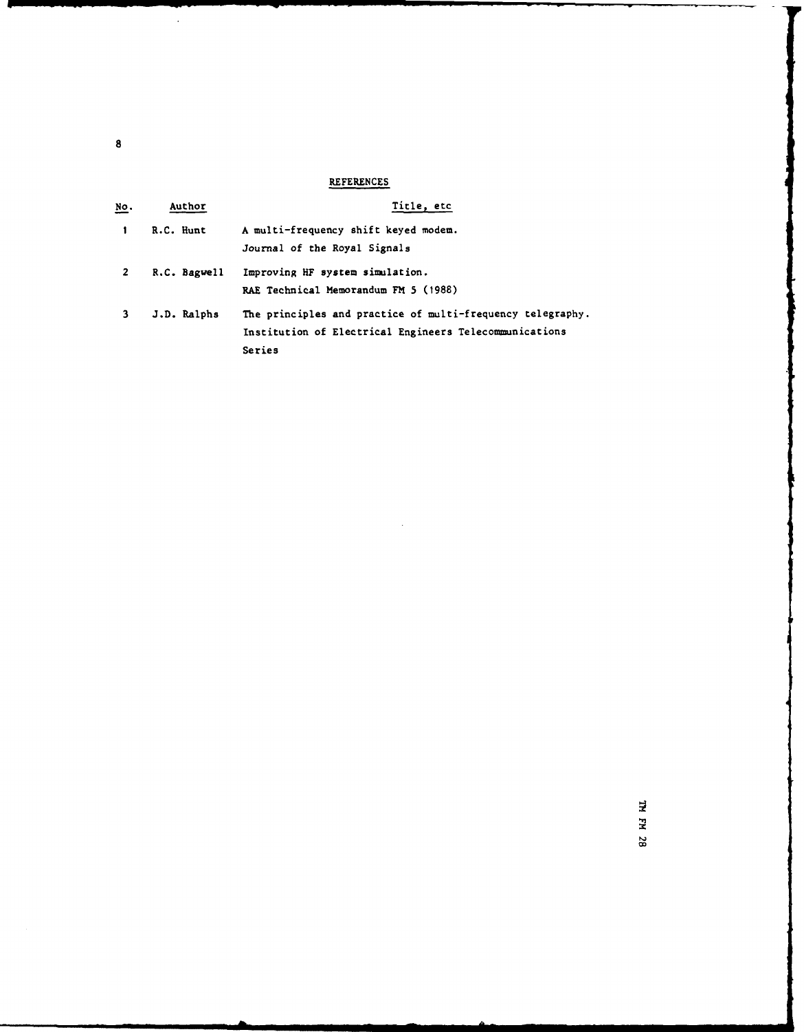## REFERENCES

| No. | Author | Title, etc |
|---|---|---|
| 1 | R.C. Hunt | A multi-frequency shift keyed modem. Journal of the Royal Signals |
| 2 | R.C. Bagwell | Improving HF system simulation. RAE Technical Memorandum FM 5 (1988) |
| 3 | J.D. Ralphs | The principles and practice of multi-frequency telegraphy. Institution of Electrical Engineers Telecommunications Series |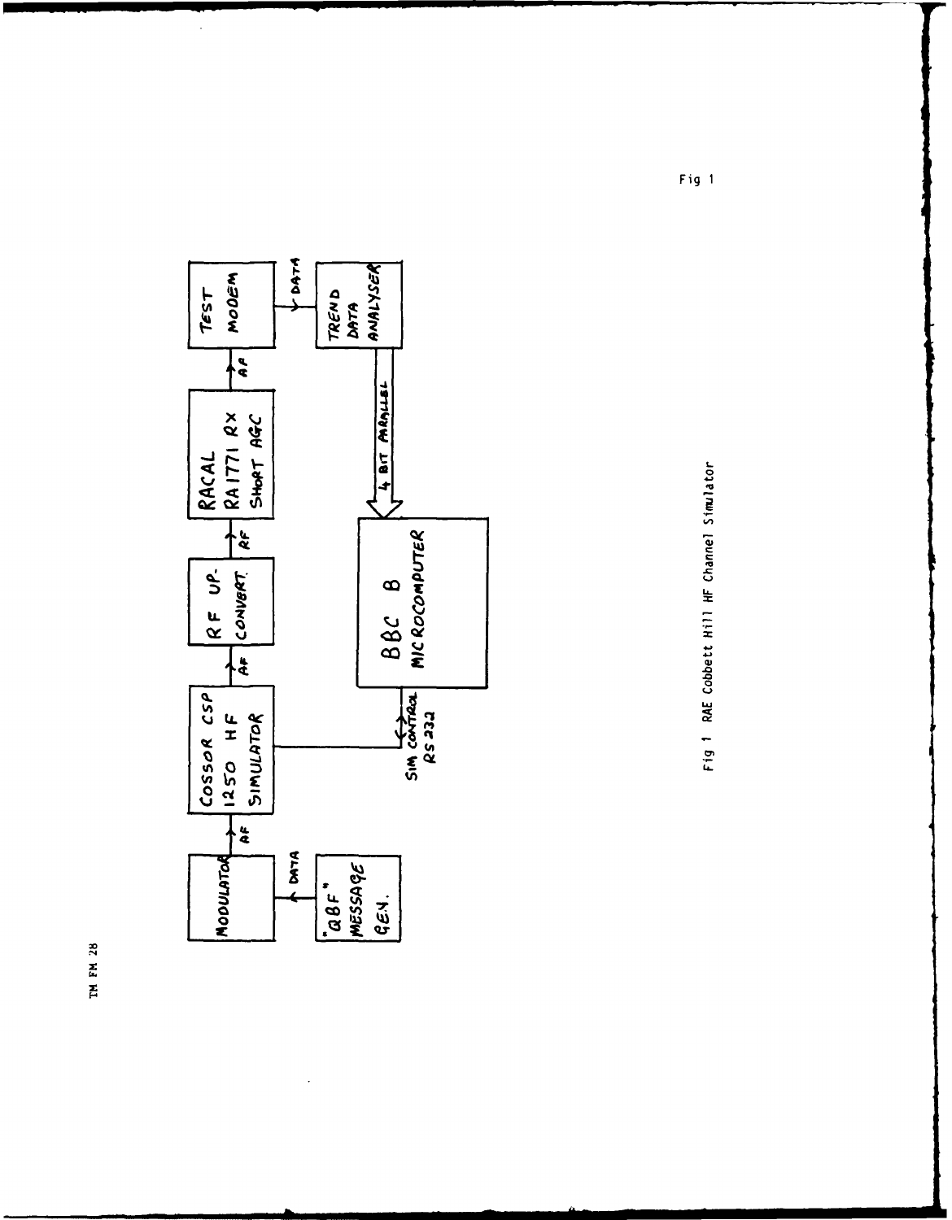Fig 1 RAE Cobbett Hill HF Channel Simulator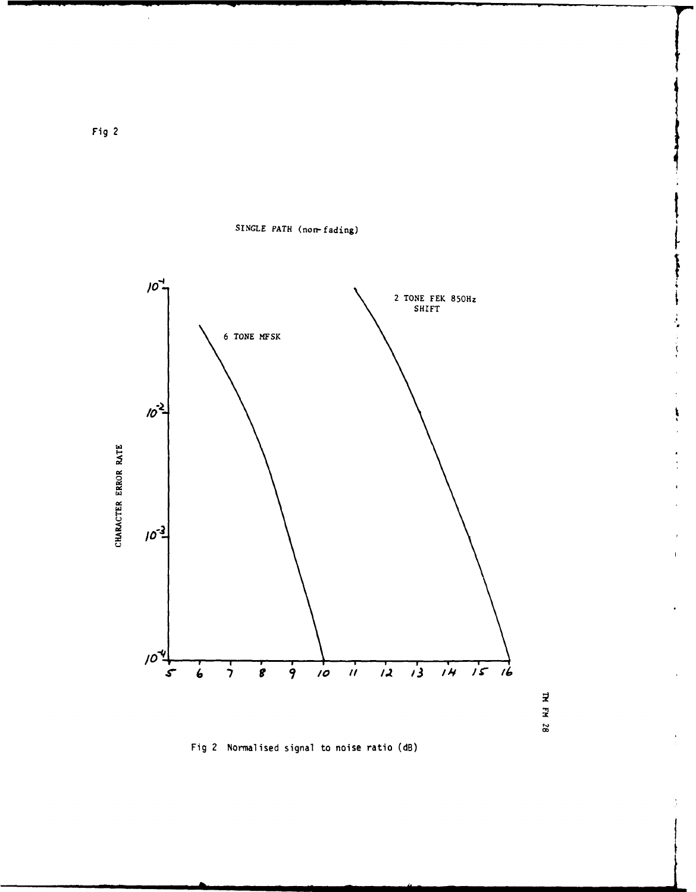Fig 2

SINGLE PATH (non-fading)

CHARACTER ERROR RATE

$10^{-1}$

$10^{-2}$

$10^{-3}$

$10^{-4}$

6 TONE MFSK

2 TONE FEK 850Hz SHIFT

5 6 7 8 9 10 11 12 13 14 15 16

Fig 2 Normalised signal to noise ratio (dB)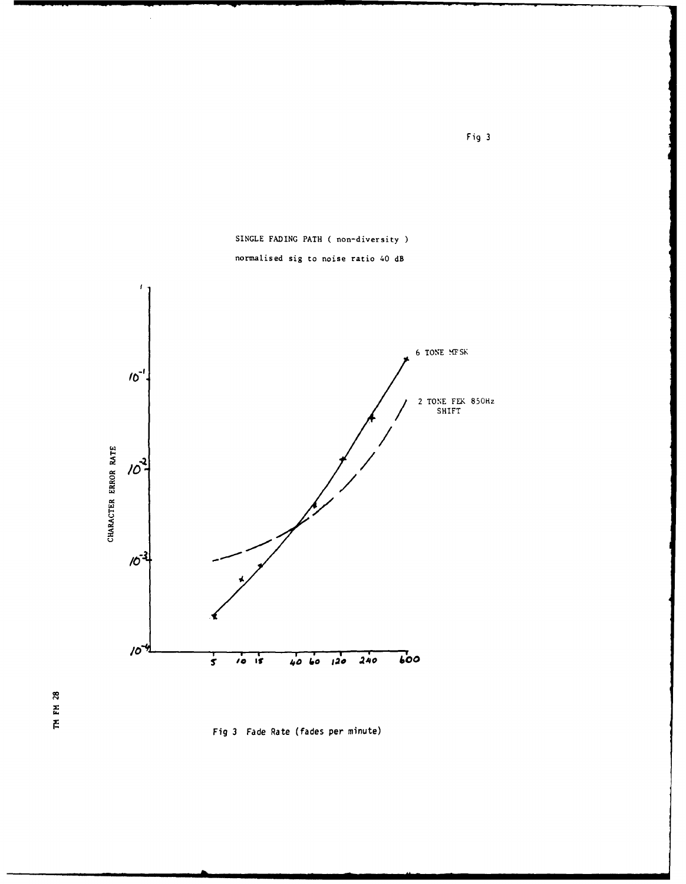SINGLE FADING PATH ( non-diversity )

normalised sig to noise ratio 40 dB

Fig 3 Fade Rate (fades per minute)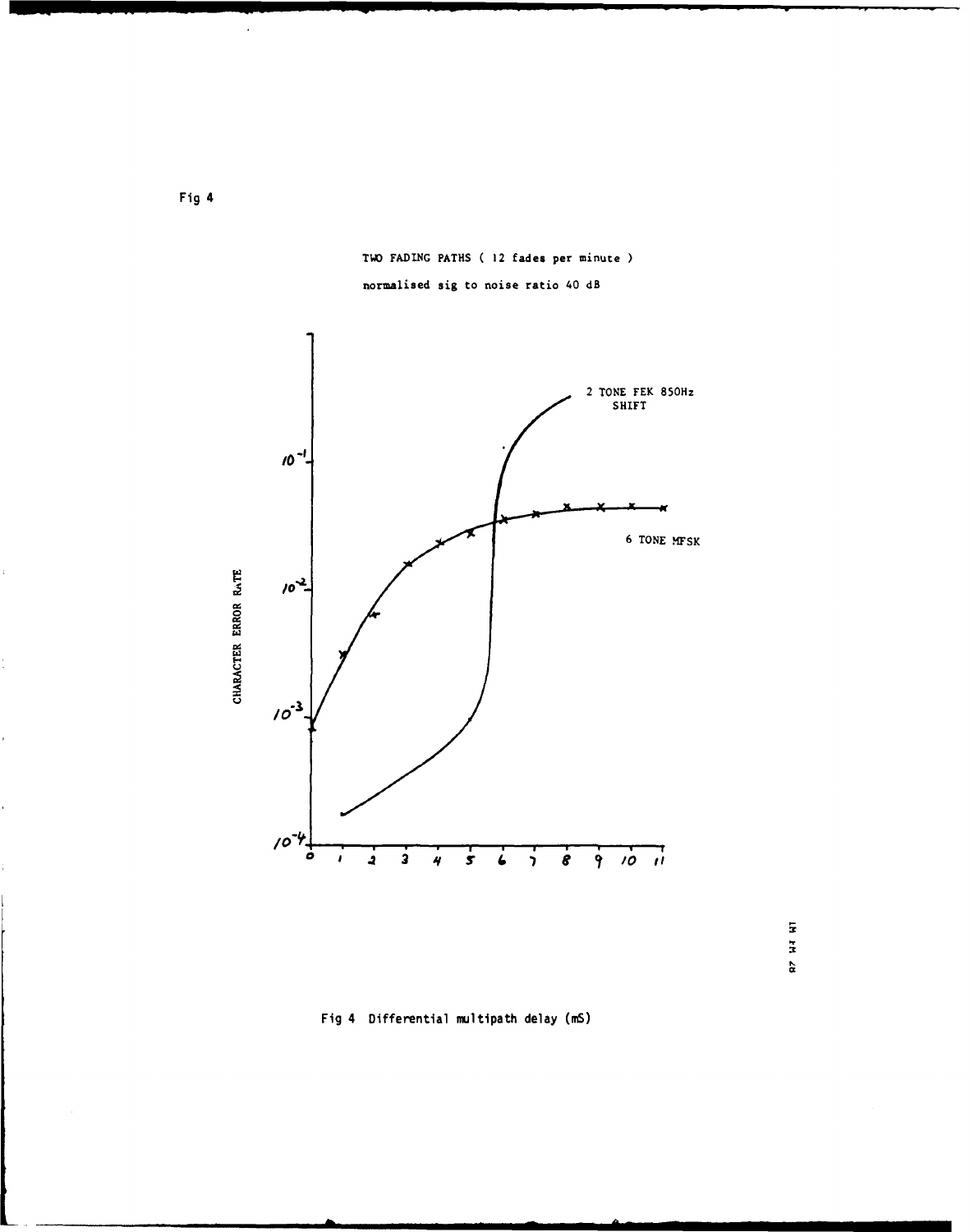Fig 4

TWO FADING PATHS ( 12 fades per minute )

normalised sig to noise ratio 40 dB

CHARACTER ERROR RATE

$10^{-1}$

$10^{-2}$

$10^{-3}$

$10^{-4}$

0 1 2 3 4 5 6 7 8 9 10 11

2 TONE FEK 850Hz SHIFT

6 TONE MFSK

Fig 4 Differential multipath delay (mS)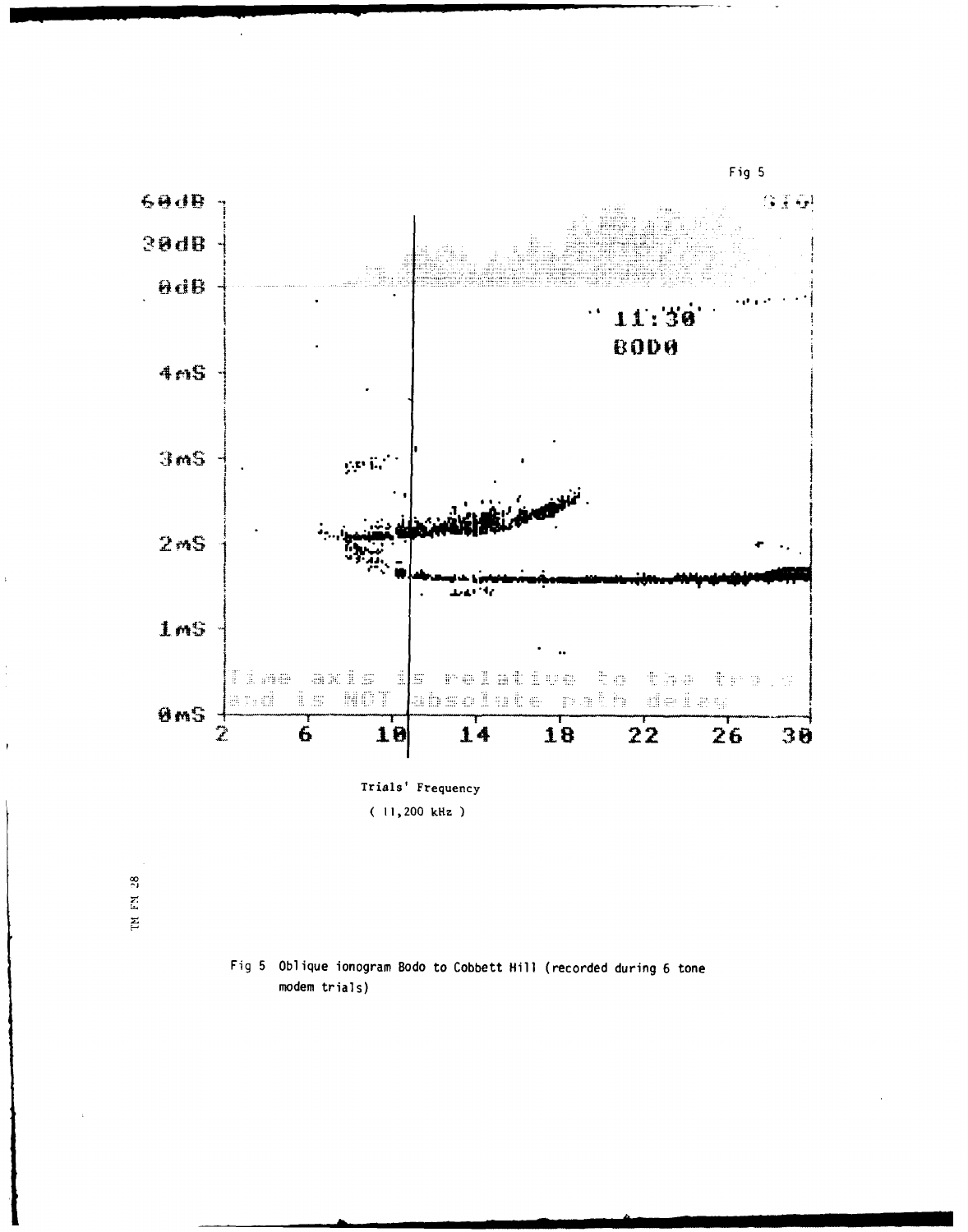Fig 5

Trials' Frequency

( 11,200 kHz )

Fig 5 Oblique ionogram Bodo to Cobbett Hill (recorded during 6 tone modem trials)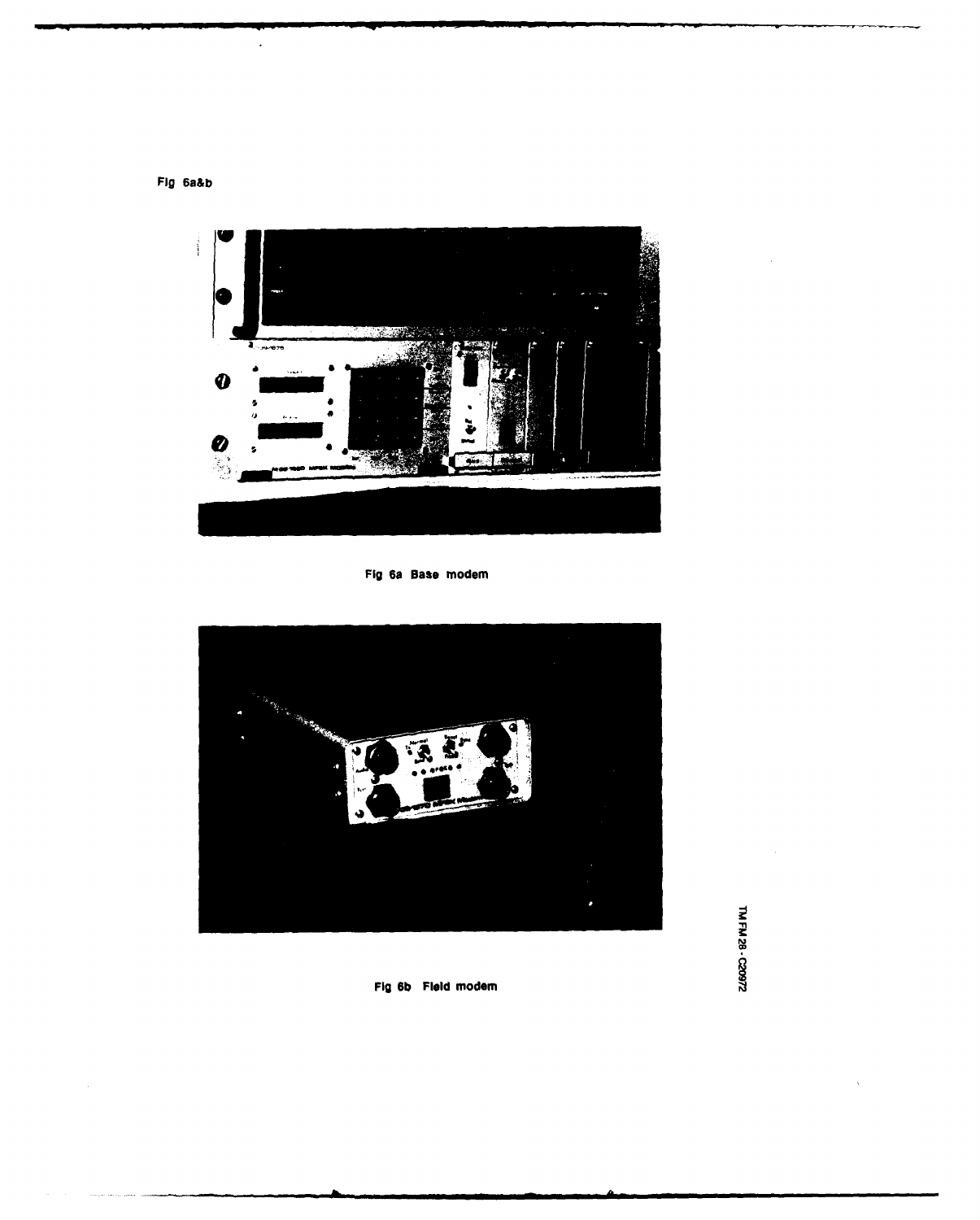Fig 6a&b

Fig 6a Base modem

Fig 6b Field modem

TM FM 28 - C20972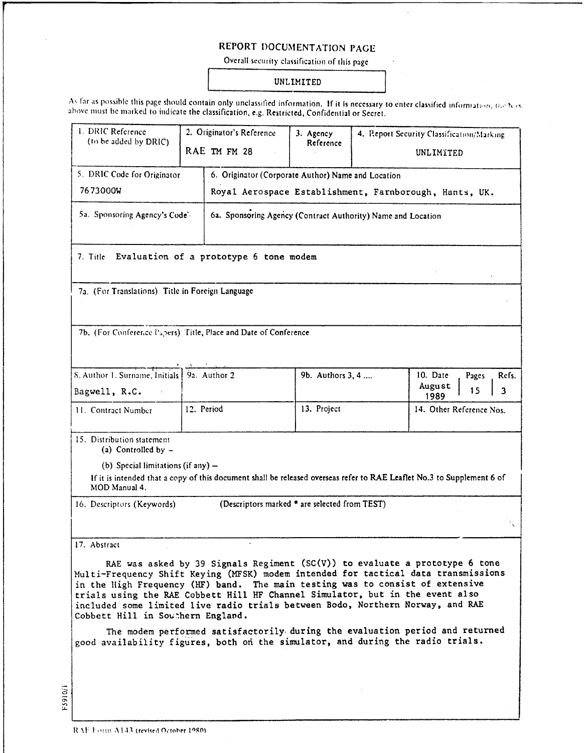# REPORT DOCUMENTATION PAGE

Overall security classification of this page

UNLIMITED

As far as possible this page should contain only unclassified information. If it is necessary to enter classified information, the box above must be marked to indicate the classification, e.g. Restricted, Confidential or Secret.

| | | | |
|---|---|---|---|
| 1. DRIC Reference (to be added by DRIC) | 2. Originator's Reference RAE TM FM 28 | 3. Agency Reference | 4. Report Security Classification/Marking UNLIMITED |

| | |
|---|---|
| 5. DRIC Code for Originator 7673000W | 6. Originator (Corporate Author) Name and Location Royal Aerospace Establishment, Farnborough, Hants, UK. |
| 5a. Sponsoring Agency's Code | 6a. Sponsoring Agency (Contract Authority) Name and Location |

7. Title Evaluation of a prototype 6 tone modem

7a. (For Translations) Title in Foreign Language

7b. (For Conference Papers) Title, Place and Date of Conference

| | | | |
|---|---|---|---|
| 8. Author 1. Surname, Initials Bagwell, R.C. | 9a. Author 2 | 9b. Authors 3, 4 .... | 10. Date August 1989 Pages 15 Refs. 3 |
| 11. Contract Number | 12. Period | 13. Project | 14. Other Reference Nos. |

15. Distribution statement
(a) Controlled by –

(b) Special limitations (if any) –

If it is intended that a copy of this document shall be released overseas refer to RAE Leaflet No.3 to Supplement 6 of MOD Manual 4.

16. Descriptors (Keywords) (Descriptors marked * are selected from TEST)

17. Abstract

RAE was asked by 39 Signals Regiment (SC(V)) to evaluate a prototype 6 tone Multi-Frequency Shift Keying (MFSK) modem intended for tactical data transmissions in the High Frequency (HF) band. The main testing was to consist of extensive trials using the RAE Cobbett Hill HF Channel Simulator, but in the event also included some limited live radio trials between Bodo, Northern Norway, and RAE Cobbett Hill in Southern England.

The modem performed satisfactorily during the evaluation period and returned good availability figures, both on the simulator, and during the radio trials.

F5910/1

RAE Form A143 (revised October 1980)